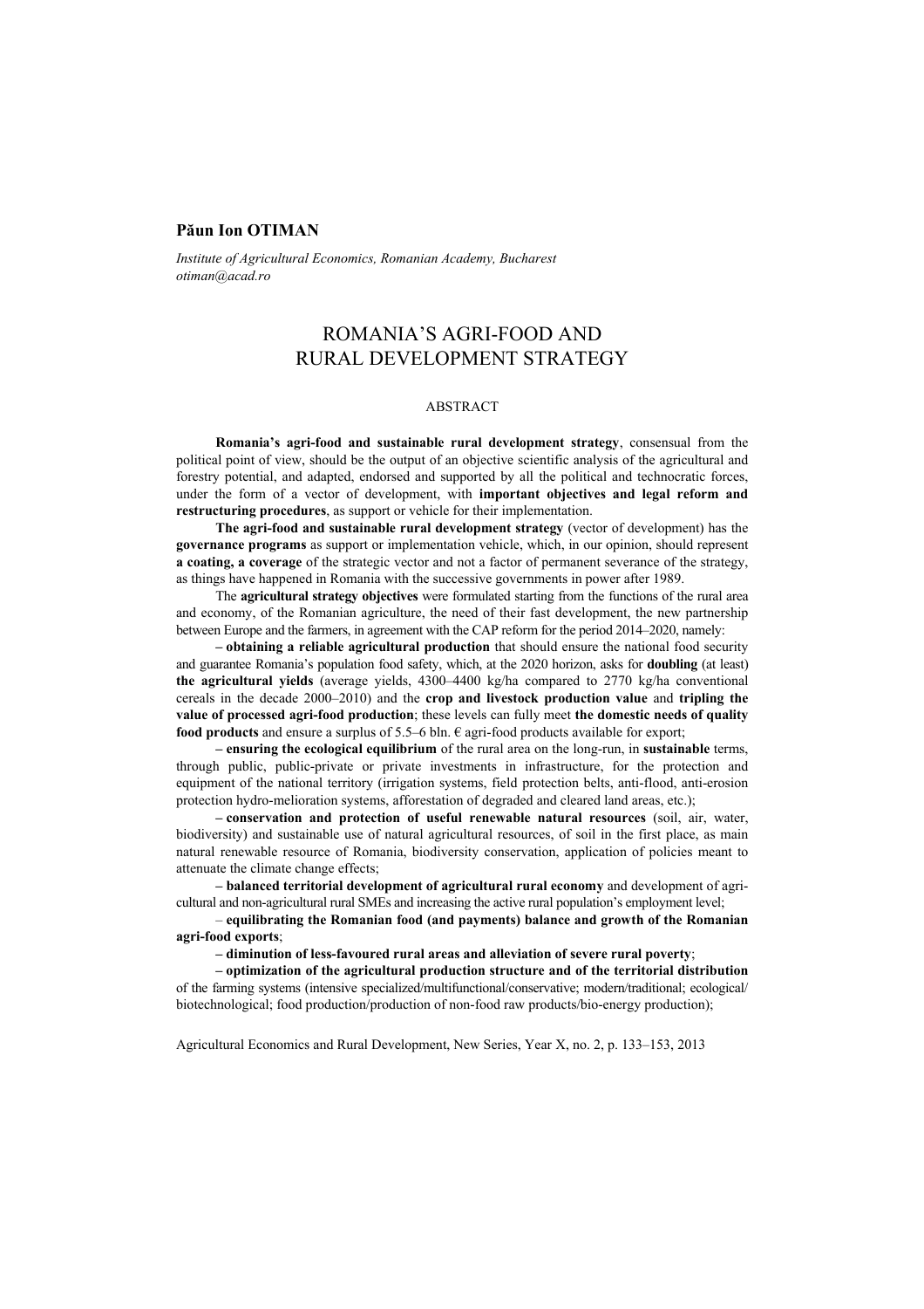**Păun Ion OTIMAN**

*Institute of Agricultural Economics, Romanian Academy, Bucharest*
*otiman@acad.ro*

# ROMANIA'S AGRI-FOOD AND RURAL DEVELOPMENT STRATEGY

## ABSTRACT

**Romania's agri-food and sustainable rural development strategy**, consensual from the political point of view, should be the output of an objective scientific analysis of the agricultural and forestry potential, and adapted, endorsed and supported by all the political and technocratic forces, under the form of a vector of development, with **important objectives and legal reform and restructuring procedures**, as support or vehicle for their implementation.

**The agri-food and sustainable rural development strategy** (vector of development) has the **governance programs** as support or implementation vehicle, which, in our opinion, should represent **a coating, a coverage** of the strategic vector and not a factor of permanent severance of the strategy, as things have happened in Romania with the successive governments in power after 1989.

The **agricultural strategy objectives** were formulated starting from the functions of the rural area and economy, of the Romanian agriculture, the need of their fast development, the new partnership between Europe and the farmers, in agreement with the CAP reform for the period 2014–2020, namely:

**– obtaining a reliable agricultural production** that should ensure the national food security and guarantee Romania's population food safety, which, at the 2020 horizon, asks for **doubling** (at least) **the agricultural yields** (average yields, 4300–4400 kg/ha compared to 2770 kg/ha conventional cereals in the decade 2000–2010) and the **crop and livestock production value** and **tripling the value of processed agri-food production**; these levels can fully meet **the domestic needs of quality food products** and ensure a surplus of 5.5–6 bln. € agri-food products available for export;

**– ensuring the ecological equilibrium** of the rural area on the long-run, in **sustainable** terms, through public, public-private or private investments in infrastructure, for the protection and equipment of the national territory (irrigation systems, field protection belts, anti-flood, anti-erosion protection hydro-melioration systems, afforestation of degraded and cleared land areas, etc.);

**– conservation and protection of useful renewable natural resources** (soil, air, water, biodiversity) and sustainable use of natural agricultural resources, of soil in the first place, as main natural renewable resource of Romania, biodiversity conservation, application of policies meant to attenuate the climate change effects;

**– balanced territorial development of agricultural rural economy** and development of agricultural and non-agricultural rural SMEs and increasing the active rural population's employment level;

– **equilibrating the Romanian food (and payments) balance and growth of the Romanian agri-food exports**;

**– diminution of less-favoured rural areas and alleviation of severe rural poverty**;

**– optimization of the agricultural production structure and of the territorial distribution** of the farming systems (intensive specialized/multifunctional/conservative; modern/traditional; ecological/biotechnological; food production/production of non-food raw products/bio-energy production);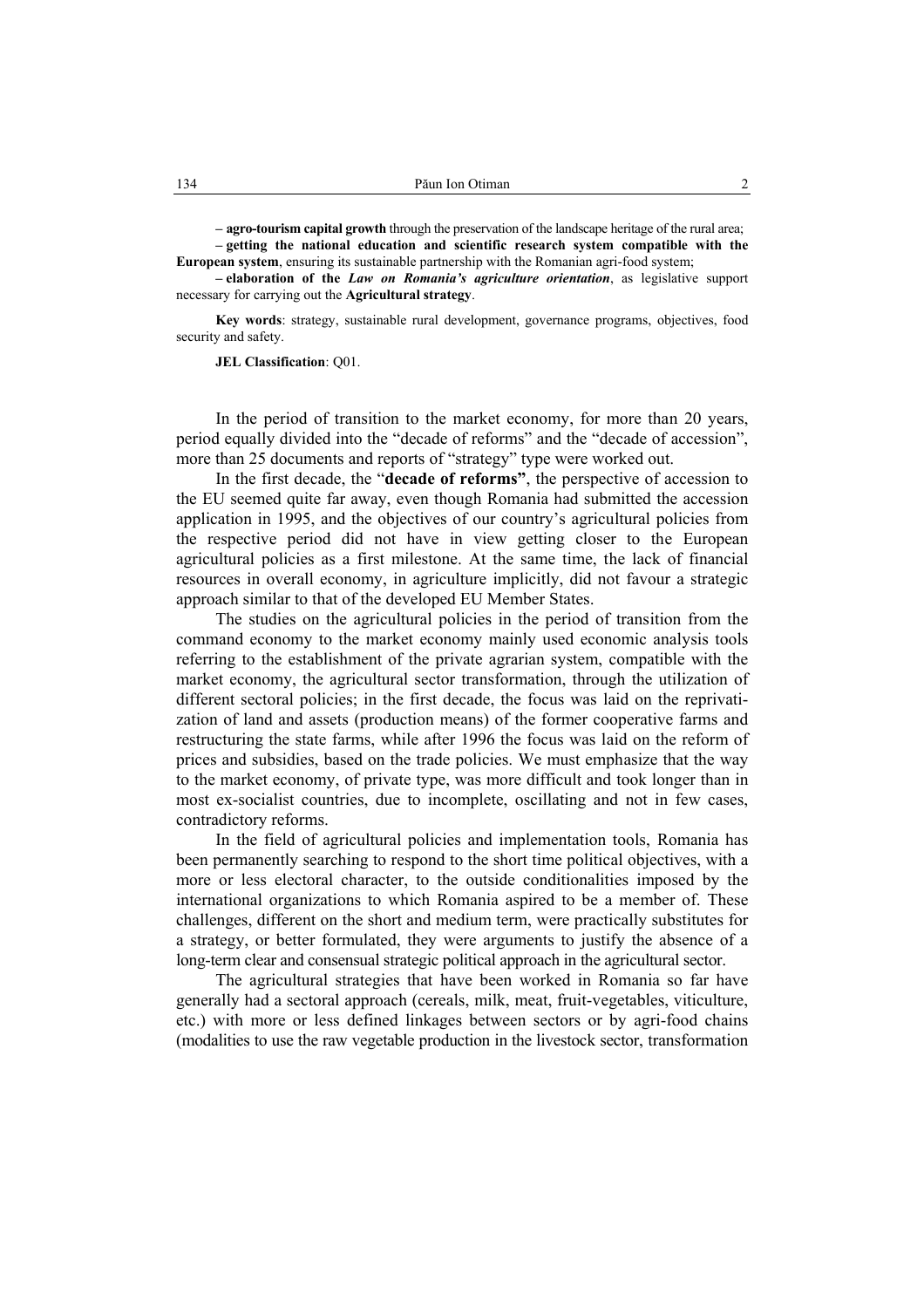– **agro-tourism capital growth** through the preservation of the landscape heritage of the rural area;

– **getting the national education and scientific research system compatible with the European system**, ensuring its sustainable partnership with the Romanian agri-food system;

– **elaboration of the** ***Law on Romania's agriculture orientation***, as legislative support necessary for carrying out the **Agricultural strategy**.

**Key words**: strategy, sustainable rural development, governance programs, objectives, food security and safety.

**JEL Classification**: Q01.

In the period of transition to the market economy, for more than 20 years, period equally divided into the "decade of reforms" and the "decade of accession", more than 25 documents and reports of "strategy" type were worked out.

In the first decade, the "**decade of reforms"**, the perspective of accession to the EU seemed quite far away, even though Romania had submitted the accession application in 1995, and the objectives of our country's agricultural policies from the respective period did not have in view getting closer to the European agricultural policies as a first milestone. At the same time, the lack of financial resources in overall economy, in agriculture implicitly, did not favour a strategic approach similar to that of the developed EU Member States.

The studies on the agricultural policies in the period of transition from the command economy to the market economy mainly used economic analysis tools referring to the establishment of the private agrarian system, compatible with the market economy, the agricultural sector transformation, through the utilization of different sectoral policies; in the first decade, the focus was laid on the reprivatization of land and assets (production means) of the former cooperative farms and restructuring the state farms, while after 1996 the focus was laid on the reform of prices and subsidies, based on the trade policies. We must emphasize that the way to the market economy, of private type, was more difficult and took longer than in most ex-socialist countries, due to incomplete, oscillating and not in few cases, contradictory reforms.

In the field of agricultural policies and implementation tools, Romania has been permanently searching to respond to the short time political objectives, with a more or less electoral character, to the outside conditionalities imposed by the international organizations to which Romania aspired to be a member of. These challenges, different on the short and medium term, were practically substitutes for a strategy, or better formulated, they were arguments to justify the absence of a long-term clear and consensual strategic political approach in the agricultural sector.

The agricultural strategies that have been worked in Romania so far have generally had a sectoral approach (cereals, milk, meat, fruit-vegetables, viticulture, etc.) with more or less defined linkages between sectors or by agri-food chains (modalities to use the raw vegetable production in the livestock sector, transformation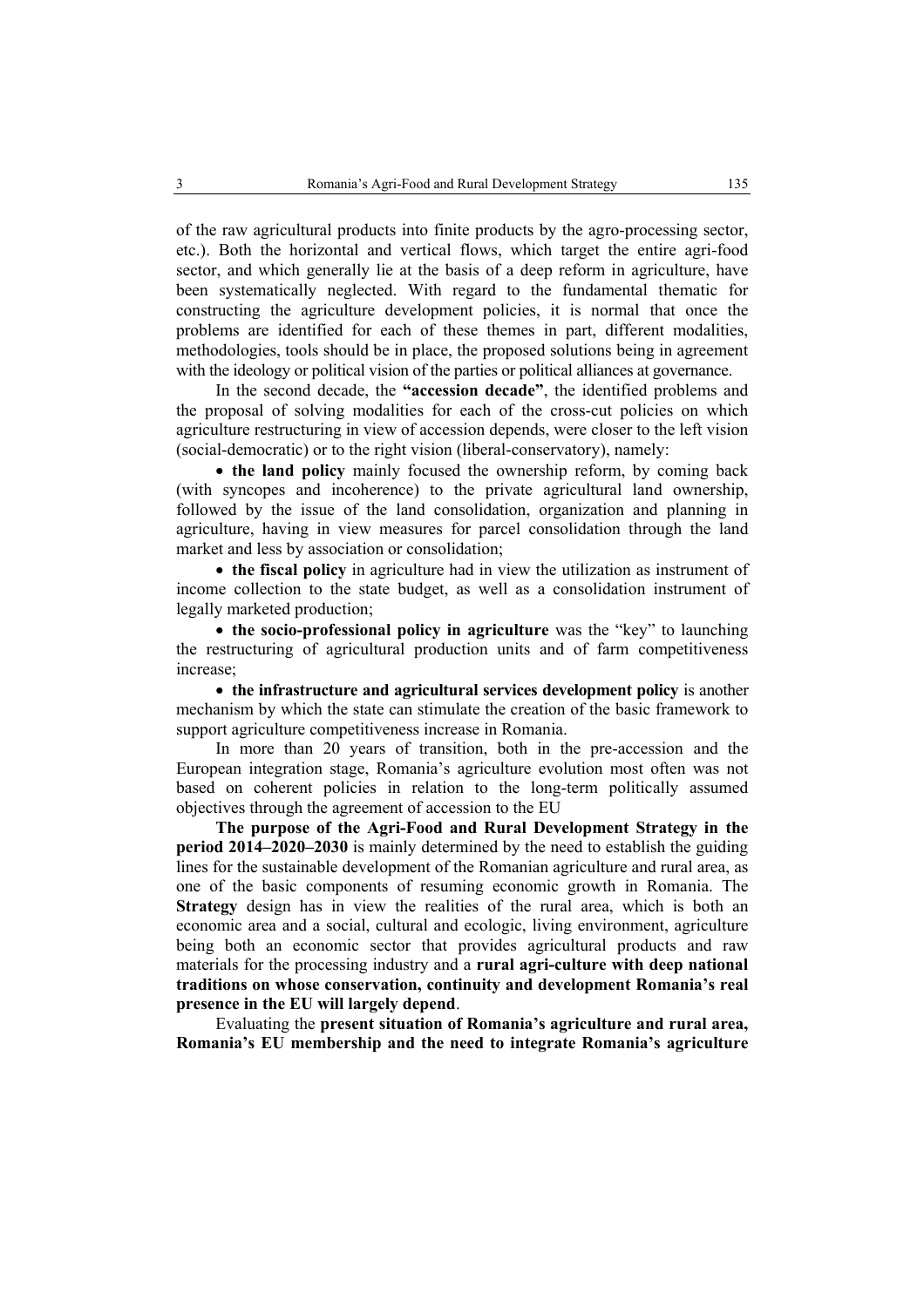of the raw agricultural products into finite products by the agro-processing sector, etc.). Both the horizontal and vertical flows, which target the entire agri-food sector, and which generally lie at the basis of a deep reform in agriculture, have been systematically neglected. With regard to the fundamental thematic for constructing the agriculture development policies, it is normal that once the problems are identified for each of these themes in part, different modalities, methodologies, tools should be in place, the proposed solutions being in agreement with the ideology or political vision of the parties or political alliances at governance.

In the second decade, the **"accession decade"**, the identified problems and the proposal of solving modalities for each of the cross-cut policies on which agriculture restructuring in view of accession depends, were closer to the left vision (social-democratic) or to the right vision (liberal-conservatory), namely:

- **the land policy** mainly focused the ownership reform, by coming back (with syncopes and incoherence) to the private agricultural land ownership, followed by the issue of the land consolidation, organization and planning in agriculture, having in view measures for parcel consolidation through the land market and less by association or consolidation;
- **the fiscal policy** in agriculture had in view the utilization as instrument of income collection to the state budget, as well as a consolidation instrument of legally marketed production;
- **the socio-professional policy in agriculture** was the "key" to launching the restructuring of agricultural production units and of farm competitiveness increase;
- **the infrastructure and agricultural services development policy** is another mechanism by which the state can stimulate the creation of the basic framework to support agriculture competitiveness increase in Romania.

In more than 20 years of transition, both in the pre-accession and the European integration stage, Romania's agriculture evolution most often was not based on coherent policies in relation to the long-term politically assumed objectives through the agreement of accession to the EU

**The purpose of the Agri-Food and Rural Development Strategy in the period 2014–2020–2030** is mainly determined by the need to establish the guiding lines for the sustainable development of the Romanian agriculture and rural area, as one of the basic components of resuming economic growth in Romania. The **Strategy** design has in view the realities of the rural area, which is both an economic area and a social, cultural and ecologic, living environment, agriculture being both an economic sector that provides agricultural products and raw materials for the processing industry and a **rural agri-culture with deep national traditions on whose conservation, continuity and development Romania's real presence in the EU will largely depend**.

Evaluating the **present situation of Romania's agriculture and rural area, Romania's EU membership and the need to integrate Romania's agriculture**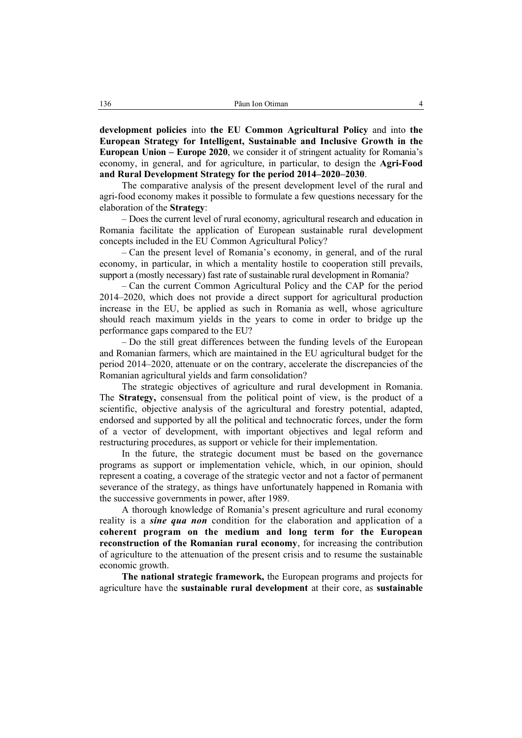**development policies** into **the EU Common Agricultural Policy** and into **the European Strategy for Intelligent, Sustainable and Inclusive Growth in the European Union – Europe 2020**, we consider it of stringent actuality for Romania's economy, in general, and for agriculture, in particular, to design the **Agri-Food and Rural Development Strategy for the period 2014–2020–2030**.

The comparative analysis of the present development level of the rural and agri-food economy makes it possible to formulate a few questions necessary for the elaboration of the **Strategy**:

– Does the current level of rural economy, agricultural research and education in Romania facilitate the application of European sustainable rural development concepts included in the EU Common Agricultural Policy?

– Can the present level of Romania's economy, in general, and of the rural economy, in particular, in which a mentality hostile to cooperation still prevails, support a (mostly necessary) fast rate of sustainable rural development in Romania?

– Can the current Common Agricultural Policy and the CAP for the period 2014–2020, which does not provide a direct support for agricultural production increase in the EU, be applied as such in Romania as well, whose agriculture should reach maximum yields in the years to come in order to bridge up the performance gaps compared to the EU?

– Do the still great differences between the funding levels of the European and Romanian farmers, which are maintained in the EU agricultural budget for the period 2014–2020, attenuate or on the contrary, accelerate the discrepancies of the Romanian agricultural yields and farm consolidation?

The strategic objectives of agriculture and rural development in Romania. The **Strategy,** consensual from the political point of view, is the product of a scientific, objective analysis of the agricultural and forestry potential, adapted, endorsed and supported by all the political and technocratic forces, under the form of a vector of development, with important objectives and legal reform and restructuring procedures, as support or vehicle for their implementation.

In the future, the strategic document must be based on the governance programs as support or implementation vehicle, which, in our opinion, should represent a coating, a coverage of the strategic vector and not a factor of permanent severance of the strategy, as things have unfortunately happened in Romania with the successive governments in power, after 1989.

A thorough knowledge of Romania's present agriculture and rural economy reality is a ***sine qua non*** condition for the elaboration and application of a **coherent program on the medium and long term for the European reconstruction of the Romanian rural economy**, for increasing the contribution of agriculture to the attenuation of the present crisis and to resume the sustainable economic growth.

**The national strategic framework,** the European programs and projects for agriculture have the **sustainable rural development** at their core, as **sustainable**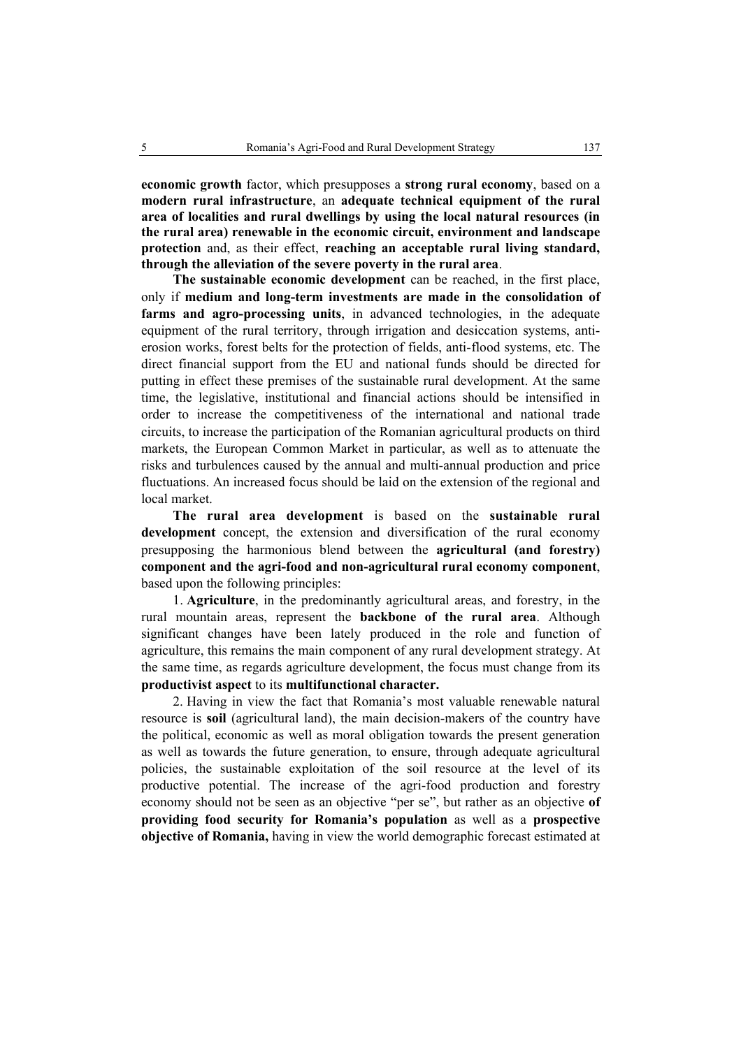**economic growth** factor, which presupposes a **strong rural economy**, based on a **modern rural infrastructure**, an **adequate technical equipment of the rural area of localities and rural dwellings by using the local natural resources (in the rural area) renewable in the economic circuit, environment and landscape protection** and, as their effect, **reaching an acceptable rural living standard, through the alleviation of the severe poverty in the rural area**.

**The sustainable economic development** can be reached, in the first place, only if **medium and long-term investments are made in the consolidation of farms and agro-processing units**, in advanced technologies, in the adequate equipment of the rural territory, through irrigation and desiccation systems, anti-erosion works, forest belts for the protection of fields, anti-flood systems, etc. The direct financial support from the EU and national funds should be directed for putting in effect these premises of the sustainable rural development. At the same time, the legislative, institutional and financial actions should be intensified in order to increase the competitiveness of the international and national trade circuits, to increase the participation of the Romanian agricultural products on third markets, the European Common Market in particular, as well as to attenuate the risks and turbulences caused by the annual and multi-annual production and price fluctuations. An increased focus should be laid on the extension of the regional and local market.

**The rural area development** is based on the **sustainable rural development** concept, the extension and diversification of the rural economy presupposing the harmonious blend between the **agricultural (and forestry) component and the agri-food and non-agricultural rural economy component**, based upon the following principles:

1. **Agriculture**, in the predominantly agricultural areas, and forestry, in the rural mountain areas, represent the **backbone of the rural area**. Although significant changes have been lately produced in the role and function of agriculture, this remains the main component of any rural development strategy. At the same time, as regards agriculture development, the focus must change from its **productivist aspect** to its **multifunctional character.**

2. Having in view the fact that Romania's most valuable renewable natural resource is **soil** (agricultural land), the main decision-makers of the country have the political, economic as well as moral obligation towards the present generation as well as towards the future generation, to ensure, through adequate agricultural policies, the sustainable exploitation of the soil resource at the level of its productive potential. The increase of the agri-food production and forestry economy should not be seen as an objective "per se", but rather as an objective **of providing food security for Romania's population** as well as a **prospective objective of Romania,** having in view the world demographic forecast estimated at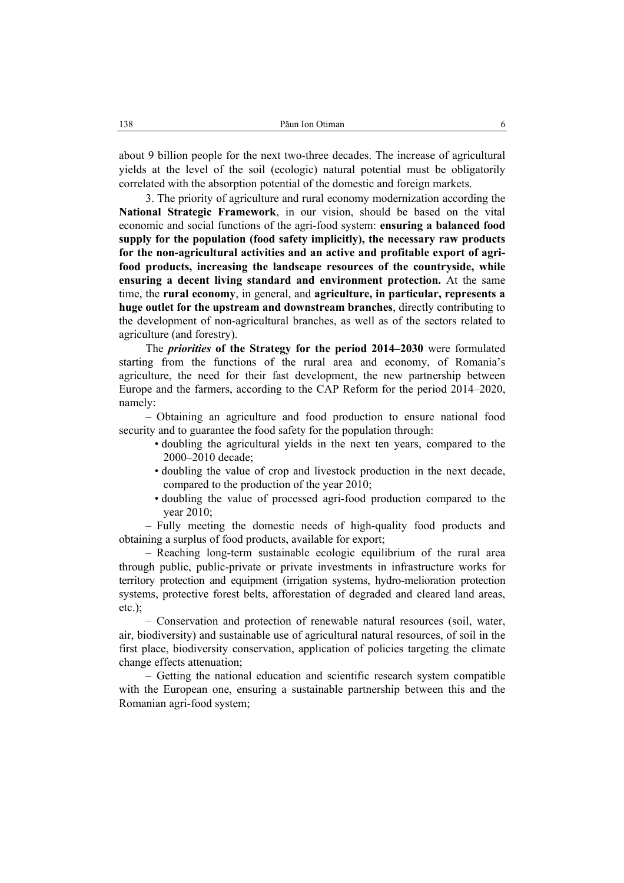about 9 billion people for the next two-three decades. The increase of agricultural yields at the level of the soil (ecologic) natural potential must be obligatorily correlated with the absorption potential of the domestic and foreign markets.

3. The priority of agriculture and rural economy modernization according the **National Strategic Framework**, in our vision, should be based on the vital economic and social functions of the agri-food system: **ensuring a balanced food supply for the population (food safety implicitly), the necessary raw products for the non-agricultural activities and an active and profitable export of agri-food products, increasing the landscape resources of the countryside, while ensuring a decent living standard and environment protection.** At the same time, the **rural economy**, in general, and **agriculture, in particular, represents a huge outlet for the upstream and downstream branches**, directly contributing to the development of non-agricultural branches, as well as of the sectors related to agriculture (and forestry).

The ***priorities*** **of the Strategy for the period 2014–2030** were formulated starting from the functions of the rural area and economy, of Romania's agriculture, the need for their fast development, the new partnership between Europe and the farmers, according to the CAP Reform for the period 2014–2020, namely:

– Obtaining an agriculture and food production to ensure national food security and to guarantee the food safety for the population through:

- doubling the agricultural yields in the next ten years, compared to the 2000–2010 decade;
- doubling the value of crop and livestock production in the next decade, compared to the production of the year 2010;
- doubling the value of processed agri-food production compared to the year 2010;

– Fully meeting the domestic needs of high-quality food products and obtaining a surplus of food products, available for export;

– Reaching long-term sustainable ecologic equilibrium of the rural area through public, public-private or private investments in infrastructure works for territory protection and equipment (irrigation systems, hydro-melioration protection systems, protective forest belts, afforestation of degraded and cleared land areas, etc.);

– Conservation and protection of renewable natural resources (soil, water, air, biodiversity) and sustainable use of agricultural natural resources, of soil in the first place, biodiversity conservation, application of policies targeting the climate change effects attenuation;

– Getting the national education and scientific research system compatible with the European one, ensuring a sustainable partnership between this and the Romanian agri-food system;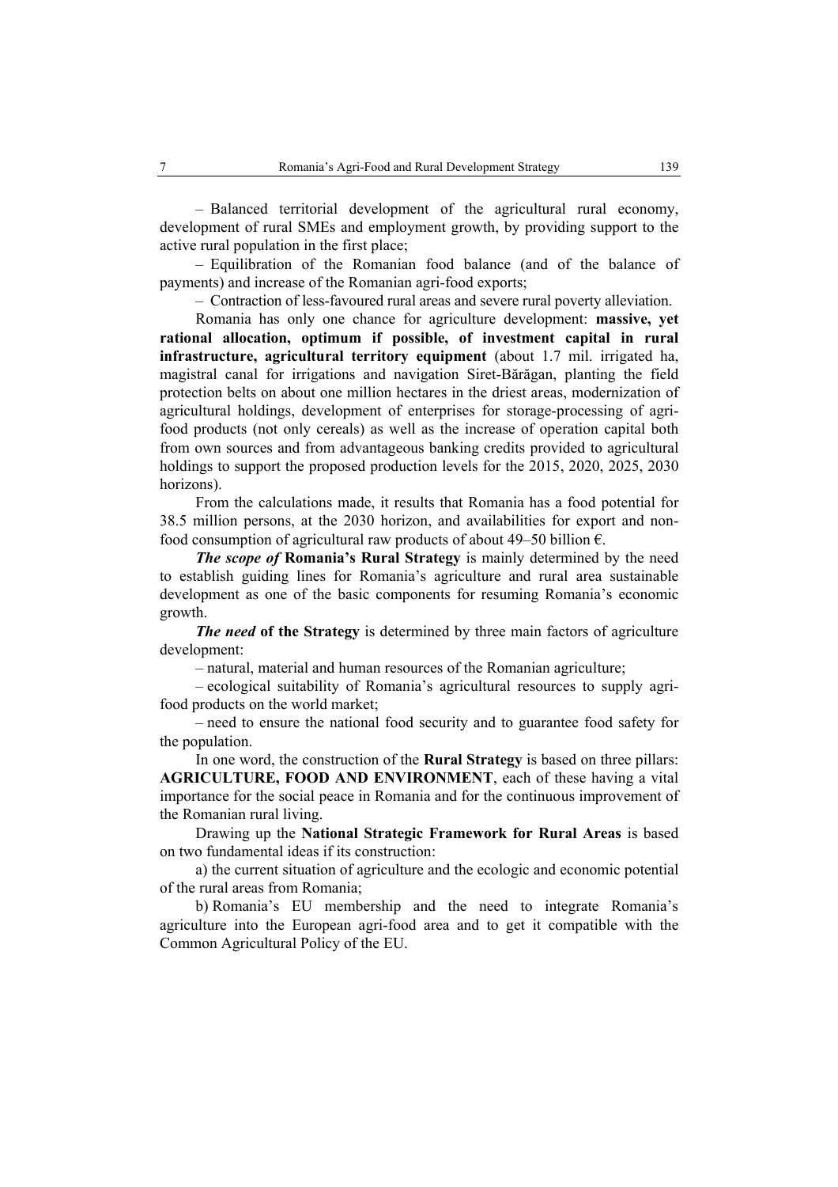– Balanced territorial development of the agricultural rural economy, development of rural SMEs and employment growth, by providing support to the active rural population in the first place;

– Equilibration of the Romanian food balance (and of the balance of payments) and increase of the Romanian agri-food exports;

– Contraction of less-favoured rural areas and severe rural poverty alleviation.

Romania has only one chance for agriculture development: **massive, yet rational allocation, optimum if possible, of investment capital in rural infrastructure, agricultural territory equipment** (about 1.7 mil. irrigated ha, magistral canal for irrigations and navigation Siret-Bărăgan, planting the field protection belts on about one million hectares in the driest areas, modernization of agricultural holdings, development of enterprises for storage-processing of agri-food products (not only cereals) as well as the increase of operation capital both from own sources and from advantageous banking credits provided to agricultural holdings to support the proposed production levels for the 2015, 2020, 2025, 2030 horizons).

From the calculations made, it results that Romania has a food potential for 38.5 million persons, at the 2030 horizon, and availabilities for export and non-food consumption of agricultural raw products of about 49–50 billion €.

***The scope of* Romania's Rural Strategy** is mainly determined by the need to establish guiding lines for Romania's agriculture and rural area sustainable development as one of the basic components for resuming Romania's economic growth.

***The need* of the Strategy** is determined by three main factors of agriculture development:

– natural, material and human resources of the Romanian agriculture;

– ecological suitability of Romania's agricultural resources to supply agri-food products on the world market;

– need to ensure the national food security and to guarantee food safety for the population.

In one word, the construction of the **Rural Strategy** is based on three pillars: **AGRICULTURE, FOOD AND ENVIRONMENT**, each of these having a vital importance for the social peace in Romania and for the continuous improvement of the Romanian rural living.

Drawing up the **National Strategic Framework for Rural Areas** is based on two fundamental ideas if its construction:

a) the current situation of agriculture and the ecologic and economic potential of the rural areas from Romania;

b) Romania's EU membership and the need to integrate Romania's agriculture into the European agri-food area and to get it compatible with the Common Agricultural Policy of the EU.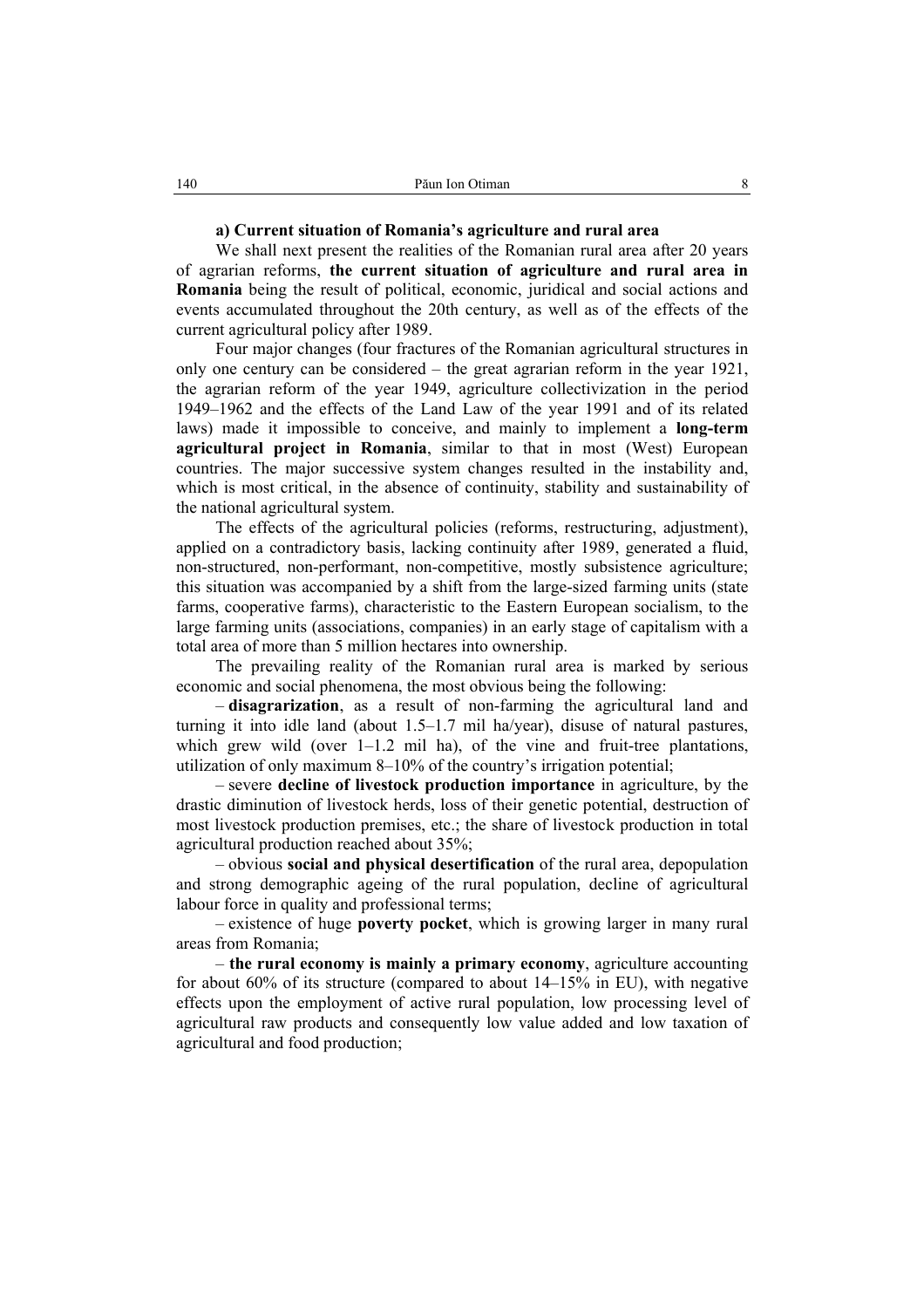**a) Current situation of Romania's agriculture and rural area**

We shall next present the realities of the Romanian rural area after 20 years of agrarian reforms, **the current situation of agriculture and rural area in Romania** being the result of political, economic, juridical and social actions and events accumulated throughout the 20th century, as well as of the effects of the current agricultural policy after 1989.

Four major changes (four fractures of the Romanian agricultural structures in only one century can be considered – the great agrarian reform in the year 1921, the agrarian reform of the year 1949, agriculture collectivization in the period 1949–1962 and the effects of the Land Law of the year 1991 and of its related laws) made it impossible to conceive, and mainly to implement a **long-term agricultural project in Romania**, similar to that in most (West) European countries. The major successive system changes resulted in the instability and, which is most critical, in the absence of continuity, stability and sustainability of the national agricultural system.

The effects of the agricultural policies (reforms, restructuring, adjustment), applied on a contradictory basis, lacking continuity after 1989, generated a fluid, non-structured, non-performant, non-competitive, mostly subsistence agriculture; this situation was accompanied by a shift from the large-sized farming units (state farms, cooperative farms), characteristic to the Eastern European socialism, to the large farming units (associations, companies) in an early stage of capitalism with a total area of more than 5 million hectares into ownership.

The prevailing reality of the Romanian rural area is marked by serious economic and social phenomena, the most obvious being the following:

– **disagrarization**, as a result of non-farming the agricultural land and turning it into idle land (about 1.5–1.7 mil ha/year), disuse of natural pastures, which grew wild (over 1–1.2 mil ha), of the vine and fruit-tree plantations, utilization of only maximum 8–10% of the country's irrigation potential;

– severe **decline of livestock production importance** in agriculture, by the drastic diminution of livestock herds, loss of their genetic potential, destruction of most livestock production premises, etc.; the share of livestock production in total agricultural production reached about 35%;

– obvious **social and physical desertification** of the rural area, depopulation and strong demographic ageing of the rural population, decline of agricultural labour force in quality and professional terms;

– existence of huge **poverty pocket**, which is growing larger in many rural areas from Romania;

– **the rural economy is mainly a primary economy**, agriculture accounting for about 60% of its structure (compared to about 14–15% in EU), with negative effects upon the employment of active rural population, low processing level of agricultural raw products and consequently low value added and low taxation of agricultural and food production;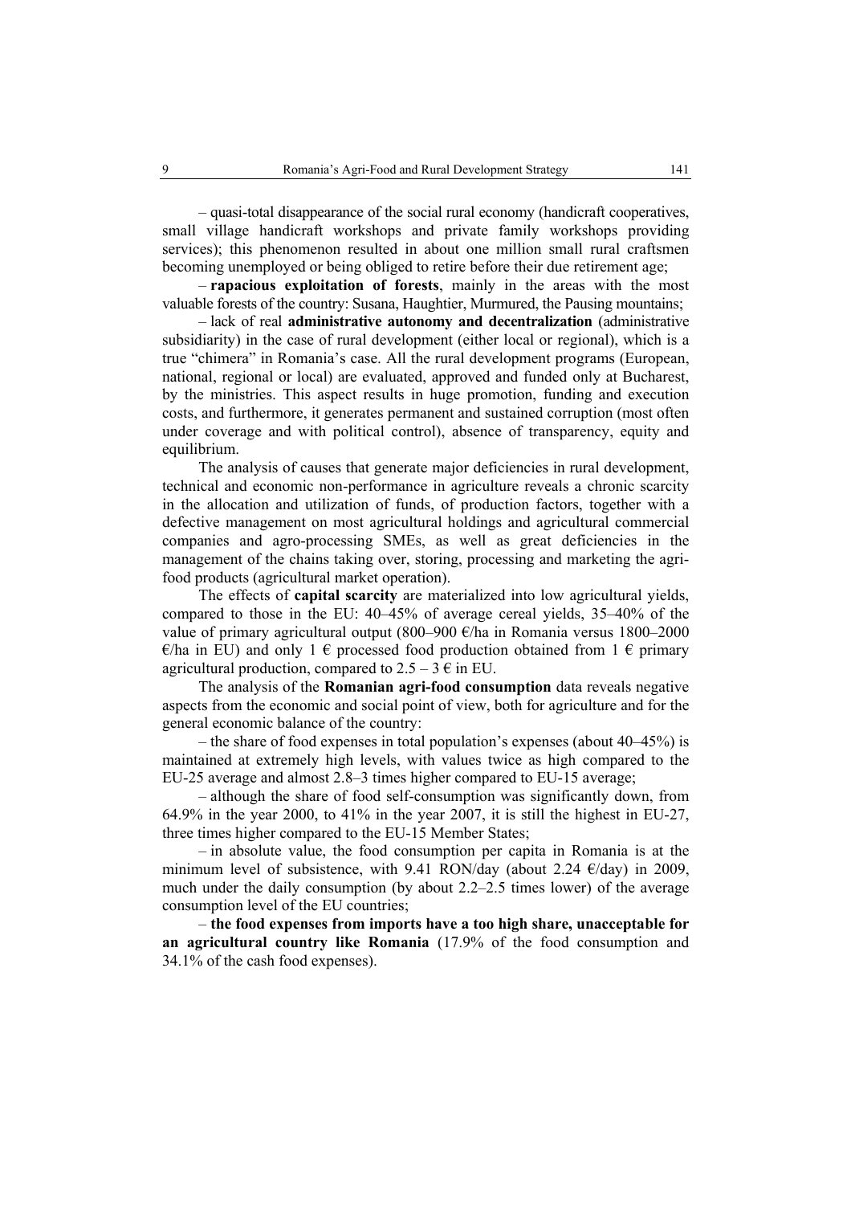– quasi-total disappearance of the social rural economy (handicraft cooperatives, small village handicraft workshops and private family workshops providing services); this phenomenon resulted in about one million small rural craftsmen becoming unemployed or being obliged to retire before their due retirement age;

– **rapacious exploitation of forests**, mainly in the areas with the most valuable forests of the country: Susana, Haughtier, Murmured, the Pausing mountains;

– lack of real **administrative autonomy and decentralization** (administrative subsidiarity) in the case of rural development (either local or regional), which is a true "chimera" in Romania's case. All the rural development programs (European, national, regional or local) are evaluated, approved and funded only at Bucharest, by the ministries. This aspect results in huge promotion, funding and execution costs, and furthermore, it generates permanent and sustained corruption (most often under coverage and with political control), absence of transparency, equity and equilibrium.

The analysis of causes that generate major deficiencies in rural development, technical and economic non-performance in agriculture reveals a chronic scarcity in the allocation and utilization of funds, of production factors, together with a defective management on most agricultural holdings and agricultural commercial companies and agro-processing SMEs, as well as great deficiencies in the management of the chains taking over, storing, processing and marketing the agri-food products (agricultural market operation).

The effects of **capital scarcity** are materialized into low agricultural yields, compared to those in the EU: 40–45% of average cereal yields, 35–40% of the value of primary agricultural output (800–900 €/ha in Romania versus 1800–2000 €/ha in EU) and only 1 € processed food production obtained from 1 € primary agricultural production, compared to 2.5 – 3 € in EU.

The analysis of the **Romanian agri-food consumption** data reveals negative aspects from the economic and social point of view, both for agriculture and for the general economic balance of the country:

– the share of food expenses in total population's expenses (about 40–45%) is maintained at extremely high levels, with values twice as high compared to the EU-25 average and almost 2.8–3 times higher compared to EU-15 average;

– although the share of food self-consumption was significantly down, from 64.9% in the year 2000, to 41% in the year 2007, it is still the highest in EU-27, three times higher compared to the EU-15 Member States;

– in absolute value, the food consumption per capita in Romania is at the minimum level of subsistence, with 9.41 RON/day (about 2.24 €/day) in 2009, much under the daily consumption (by about 2.2–2.5 times lower) of the average consumption level of the EU countries;

– **the food expenses from imports have a too high share, unacceptable for an agricultural country like Romania** (17.9% of the food consumption and 34.1% of the cash food expenses).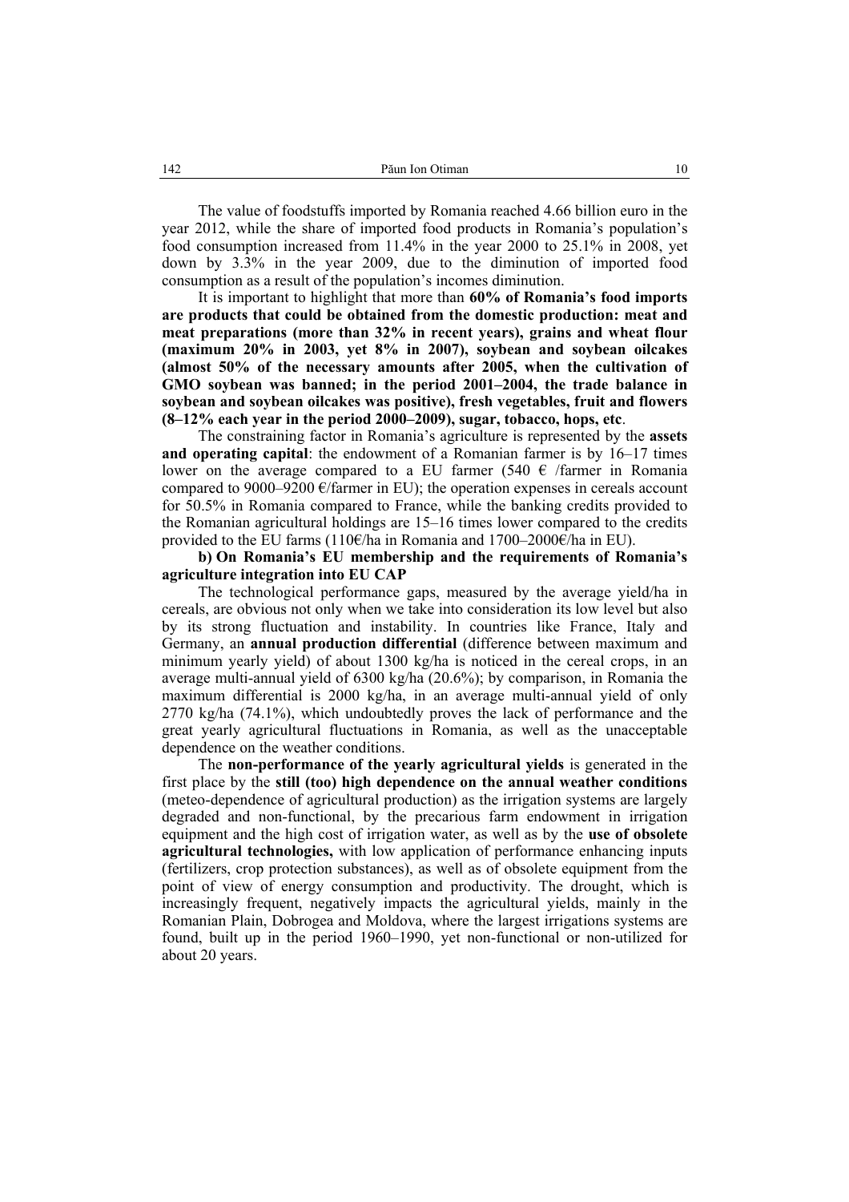The value of foodstuffs imported by Romania reached 4.66 billion euro in the year 2012, while the share of imported food products in Romania's population's food consumption increased from 11.4% in the year 2000 to 25.1% in 2008, yet down by 3.3% in the year 2009, due to the diminution of imported food consumption as a result of the population's incomes diminution.

It is important to highlight that more than **60% of Romania's food imports are products that could be obtained from the domestic production: meat and meat preparations (more than 32% in recent years), grains and wheat flour (maximum 20% in 2003, yet 8% in 2007), soybean and soybean oilcakes (almost 50% of the necessary amounts after 2005, when the cultivation of GMO soybean was banned; in the period 2001–2004, the trade balance in soybean and soybean oilcakes was positive), fresh vegetables, fruit and flowers (8–12% each year in the period 2000–2009), sugar, tobacco, hops, etc**.

The constraining factor in Romania's agriculture is represented by the **assets and operating capital**: the endowment of a Romanian farmer is by 16–17 times lower on the average compared to a EU farmer (540 € /farmer in Romania compared to 9000–9200 €/farmer in EU); the operation expenses in cereals account for 50.5% in Romania compared to France, while the banking credits provided to the Romanian agricultural holdings are 15–16 times lower compared to the credits provided to the EU farms (110€/ha in Romania and 1700–2000€/ha in EU).

**b) On Romania's EU membership and the requirements of Romania's agriculture integration into EU CAP**

The technological performance gaps, measured by the average yield/ha in cereals, are obvious not only when we take into consideration its low level but also by its strong fluctuation and instability. In countries like France, Italy and Germany, an **annual production differential** (difference between maximum and minimum yearly yield) of about 1300 kg/ha is noticed in the cereal crops, in an average multi-annual yield of 6300 kg/ha (20.6%); by comparison, in Romania the maximum differential is 2000 kg/ha, in an average multi-annual yield of only 2770 kg/ha (74.1%), which undoubtedly proves the lack of performance and the great yearly agricultural fluctuations in Romania, as well as the unacceptable dependence on the weather conditions.

The **non-performance of the yearly agricultural yields** is generated in the first place by the **still (too) high dependence on the annual weather conditions** (meteo-dependence of agricultural production) as the irrigation systems are largely degraded and non-functional, by the precarious farm endowment in irrigation equipment and the high cost of irrigation water, as well as by the **use of obsolete agricultural technologies,** with low application of performance enhancing inputs (fertilizers, crop protection substances), as well as of obsolete equipment from the point of view of energy consumption and productivity. The drought, which is increasingly frequent, negatively impacts the agricultural yields, mainly in the Romanian Plain, Dobrogea and Moldova, where the largest irrigations systems are found, built up in the period 1960–1990, yet non-functional or non-utilized for about 20 years.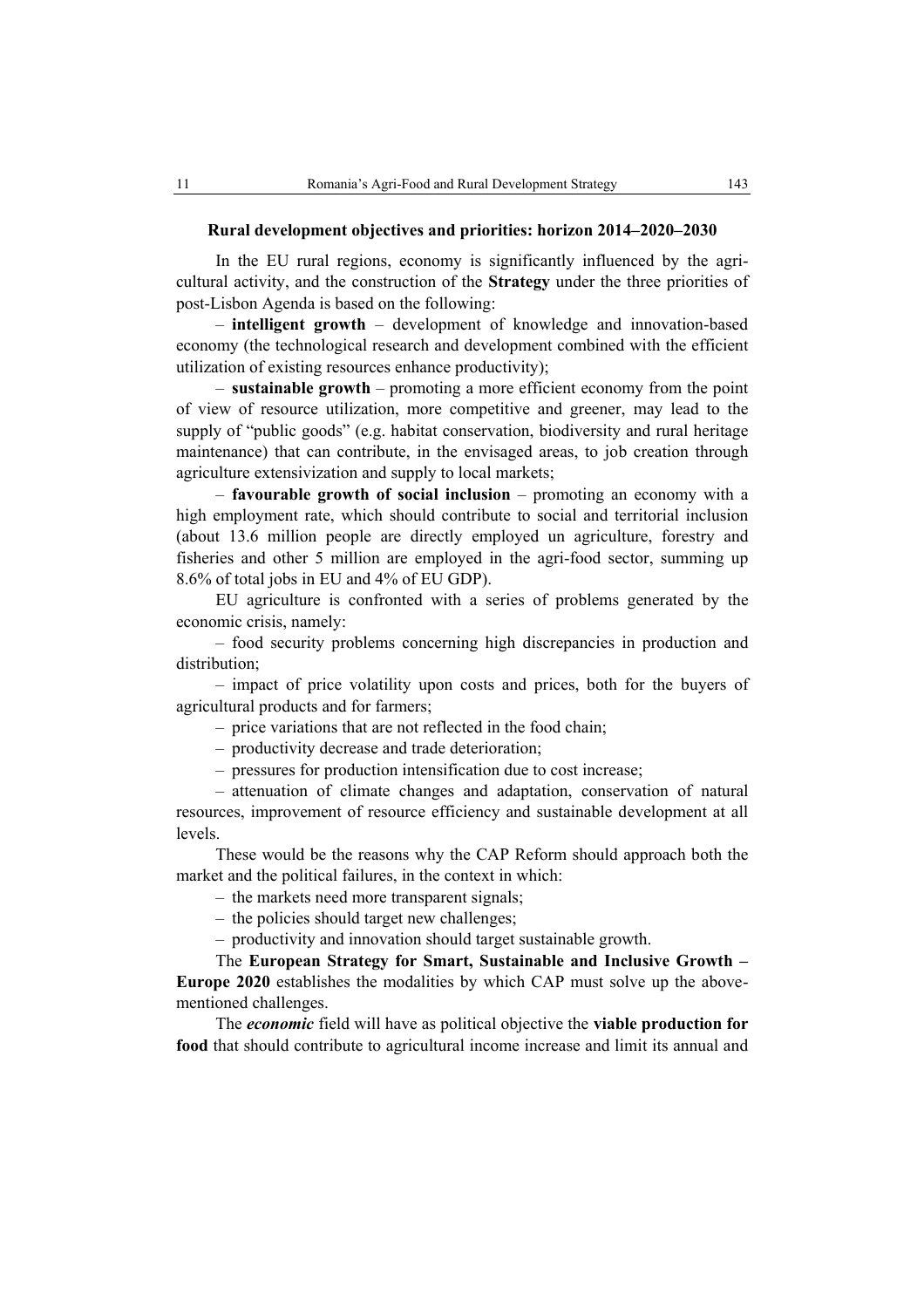### Rural development objectives and priorities: horizon 2014–2020–2030

In the EU rural regions, economy is significantly influenced by the agricultural activity, and the construction of the **Strategy** under the three priorities of post-Lisbon Agenda is based on the following:

– **intelligent growth** – development of knowledge and innovation-based economy (the technological research and development combined with the efficient utilization of existing resources enhance productivity);

– **sustainable growth** – promoting a more efficient economy from the point of view of resource utilization, more competitive and greener, may lead to the supply of "public goods" (e.g. habitat conservation, biodiversity and rural heritage maintenance) that can contribute, in the envisaged areas, to job creation through agriculture extensivization and supply to local markets;

– **favourable growth of social inclusion** – promoting an economy with a high employment rate, which should contribute to social and territorial inclusion (about 13.6 million people are directly employed un agriculture, forestry and fisheries and other 5 million are employed in the agri-food sector, summing up 8.6% of total jobs in EU and 4% of EU GDP).

EU agriculture is confronted with a series of problems generated by the economic crisis, namely:

– food security problems concerning high discrepancies in production and distribution;

– impact of price volatility upon costs and prices, both for the buyers of agricultural products and for farmers;

– price variations that are not reflected in the food chain;

– productivity decrease and trade deterioration;

– pressures for production intensification due to cost increase;

– attenuation of climate changes and adaptation, conservation of natural resources, improvement of resource efficiency and sustainable development at all levels.

These would be the reasons why the CAP Reform should approach both the market and the political failures, in the context in which:

– the markets need more transparent signals;

– the policies should target new challenges;

– productivity and innovation should target sustainable growth.

The **European Strategy for Smart, Sustainable and Inclusive Growth – Europe 2020** establishes the modalities by which CAP must solve up the above-mentioned challenges.

The ***economic*** field will have as political objective the **viable production for food** that should contribute to agricultural income increase and limit its annual and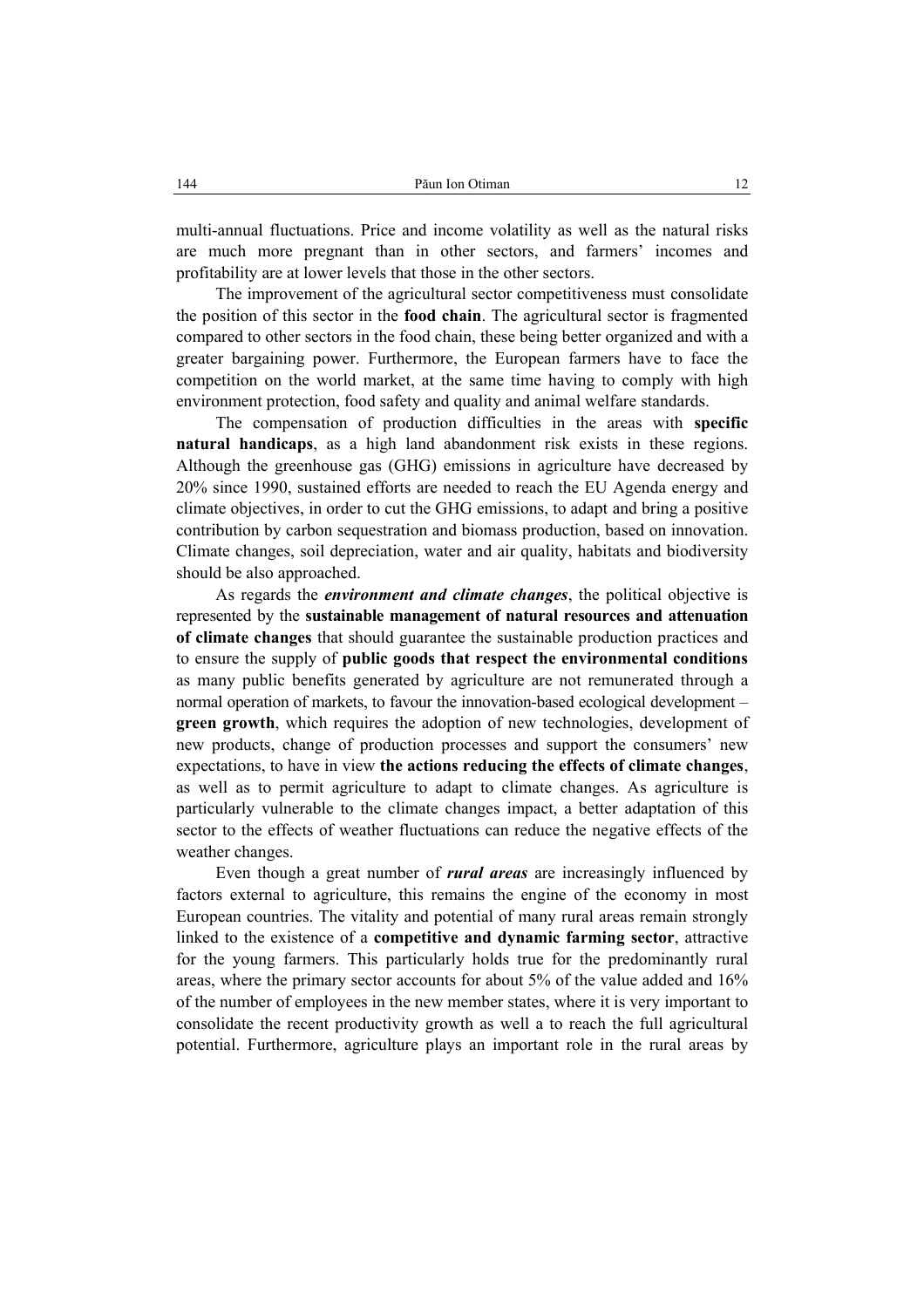multi-annual fluctuations. Price and income volatility as well as the natural risks are much more pregnant than in other sectors, and farmers' incomes and profitability are at lower levels that those in the other sectors.

The improvement of the agricultural sector competitiveness must consolidate the position of this sector in the **food chain**. The agricultural sector is fragmented compared to other sectors in the food chain, these being better organized and with a greater bargaining power. Furthermore, the European farmers have to face the competition on the world market, at the same time having to comply with high environment protection, food safety and quality and animal welfare standards.

The compensation of production difficulties in the areas with **specific natural handicaps**, as a high land abandonment risk exists in these regions. Although the greenhouse gas (GHG) emissions in agriculture have decreased by 20% since 1990, sustained efforts are needed to reach the EU Agenda energy and climate objectives, in order to cut the GHG emissions, to adapt and bring a positive contribution by carbon sequestration and biomass production, based on innovation. Climate changes, soil depreciation, water and air quality, habitats and biodiversity should be also approached.

As regards the ***environment and climate changes***, the political objective is represented by the **sustainable management of natural resources and attenuation of climate changes** that should guarantee the sustainable production practices and to ensure the supply of **public goods that respect the environmental conditions** as many public benefits generated by agriculture are not remunerated through a normal operation of markets, to favour the innovation-based ecological development – **green growth**, which requires the adoption of new technologies, development of new products, change of production processes and support the consumers' new expectations, to have in view **the actions reducing the effects of climate changes**, as well as to permit agriculture to adapt to climate changes. As agriculture is particularly vulnerable to the climate changes impact, a better adaptation of this sector to the effects of weather fluctuations can reduce the negative effects of the weather changes.

Even though a great number of ***rural areas*** are increasingly influenced by factors external to agriculture, this remains the engine of the economy in most European countries. The vitality and potential of many rural areas remain strongly linked to the existence of a **competitive and dynamic farming sector**, attractive for the young farmers. This particularly holds true for the predominantly rural areas, where the primary sector accounts for about 5% of the value added and 16% of the number of employees in the new member states, where it is very important to consolidate the recent productivity growth as well a to reach the full agricultural potential. Furthermore, agriculture plays an important role in the rural areas by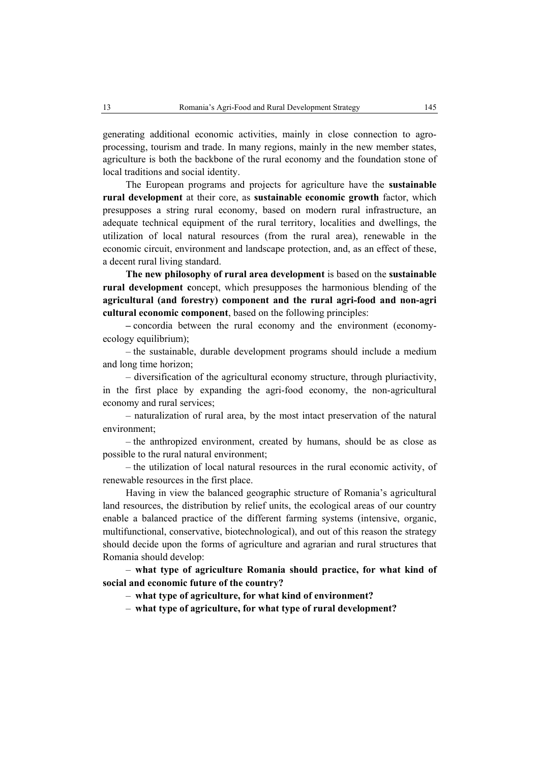generating additional economic activities, mainly in close connection to agro-processing, tourism and trade. In many regions, mainly in the new member states, agriculture is both the backbone of the rural economy and the foundation stone of local traditions and social identity.

The European programs and projects for agriculture have the **sustainable rural development** at their core, as **sustainable economic growth** factor, which presupposes a string rural economy, based on modern rural infrastructure, an adequate technical equipment of the rural territory, localities and dwellings, the utilization of local natural resources (from the rural area), renewable in the economic circuit, environment and landscape protection, and, as an effect of these, a decent rural living standard.

**The new philosophy of rural area development** is based on the **sustainable rural development c**oncept, which presupposes the harmonious blending of the **agricultural (and forestry) component and the rural agri-food and non-agri cultural economic component**, based on the following principles:

– concordia between the rural economy and the environment (economy-ecology equilibrium);

– the sustainable, durable development programs should include a medium and long time horizon;

– diversification of the agricultural economy structure, through pluriactivity, in the first place by expanding the agri-food economy, the non-agricultural economy and rural services;

– naturalization of rural area, by the most intact preservation of the natural environment;

– the anthropized environment, created by humans, should be as close as possible to the rural natural environment;

– the utilization of local natural resources in the rural economic activity, of renewable resources in the first place.

Having in view the balanced geographic structure of Romania's agricultural land resources, the distribution by relief units, the ecological areas of our country enable a balanced practice of the different farming systems (intensive, organic, multifunctional, conservative, biotechnological), and out of this reason the strategy should decide upon the forms of agriculture and agrarian and rural structures that Romania should develop:

– **what type of agriculture Romania should practice, for what kind of social and economic future of the country?**

– **what type of agriculture, for what kind of environment?**

– **what type of agriculture, for what type of rural development?**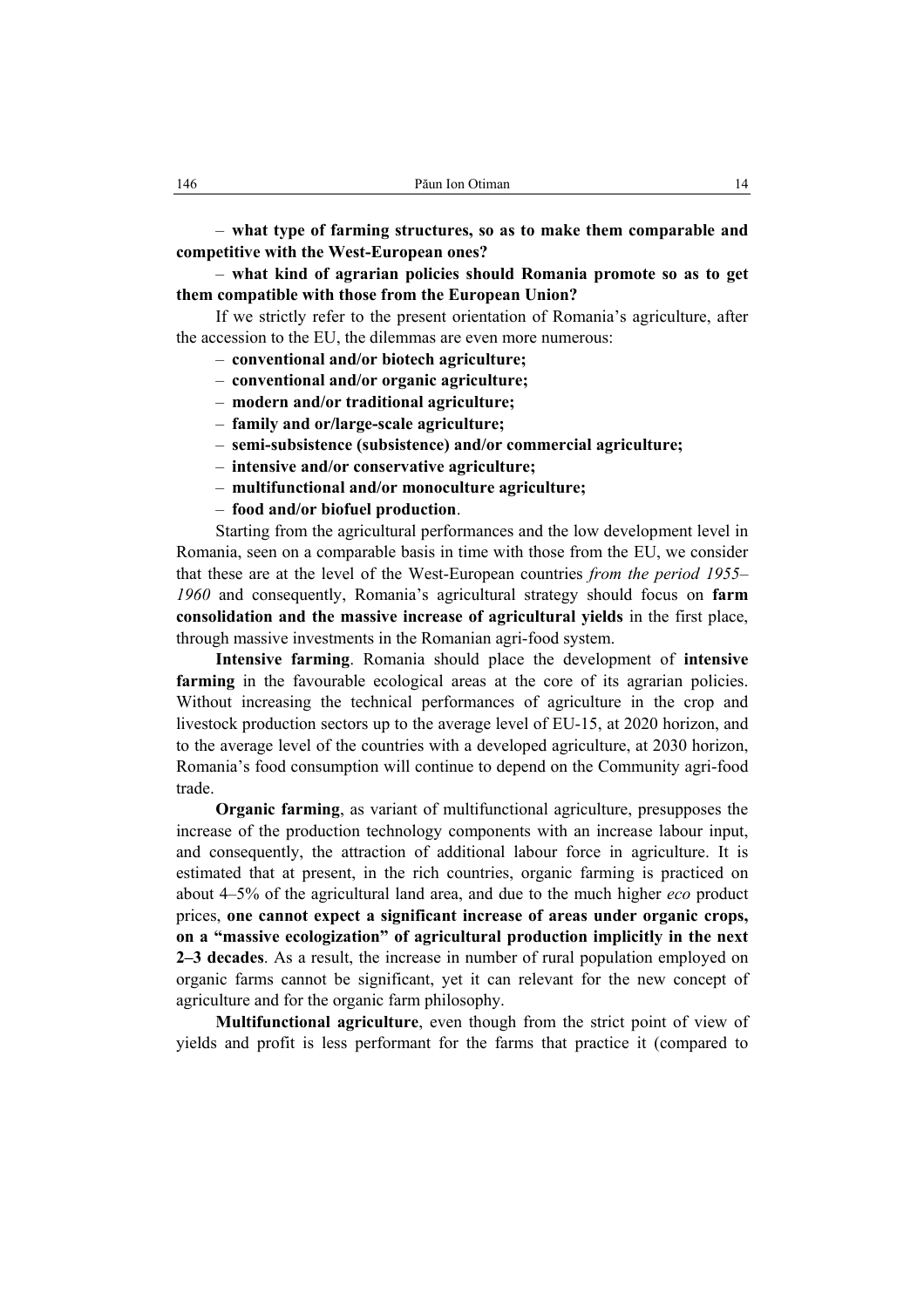– **what type of farming structures, so as to make them comparable and competitive with the West-European ones?**

– **what kind of agrarian policies should Romania promote so as to get them compatible with those from the European Union?**

If we strictly refer to the present orientation of Romania's agriculture, after the accession to the EU, the dilemmas are even more numerous:

– **conventional and/or biotech agriculture;**
– **conventional and/or organic agriculture;**
– **modern and/or traditional agriculture;**
– **family and or/large-scale agriculture;**
– **semi-subsistence (subsistence) and/or commercial agriculture;**
– **intensive and/or conservative agriculture;**
– **multifunctional and/or monoculture agriculture;**
– **food and/or biofuel production**.

Starting from the agricultural performances and the low development level in Romania, seen on a comparable basis in time with those from the EU, we consider that these are at the level of the West-European countries *from the period 1955–1960* and consequently, Romania's agricultural strategy should focus on **farm consolidation and the massive increase of agricultural yields** in the first place, through massive investments in the Romanian agri-food system.

**Intensive farming**. Romania should place the development of **intensive farming** in the favourable ecological areas at the core of its agrarian policies. Without increasing the technical performances of agriculture in the crop and livestock production sectors up to the average level of EU-15, at 2020 horizon, and to the average level of the countries with a developed agriculture, at 2030 horizon, Romania's food consumption will continue to depend on the Community agri-food trade.

**Organic farming**, as variant of multifunctional agriculture, presupposes the increase of the production technology components with an increase labour input, and consequently, the attraction of additional labour force in agriculture. It is estimated that at present, in the rich countries, organic farming is practiced on about 4–5% of the agricultural land area, and due to the much higher *eco* product prices, **one cannot expect a significant increase of areas under organic crops, on a "massive ecologization" of agricultural production implicitly in the next 2–3 decades**. As a result, the increase in number of rural population employed on organic farms cannot be significant, yet it can relevant for the new concept of agriculture and for the organic farm philosophy.

**Multifunctional agriculture**, even though from the strict point of view of yields and profit is less performant for the farms that practice it (compared to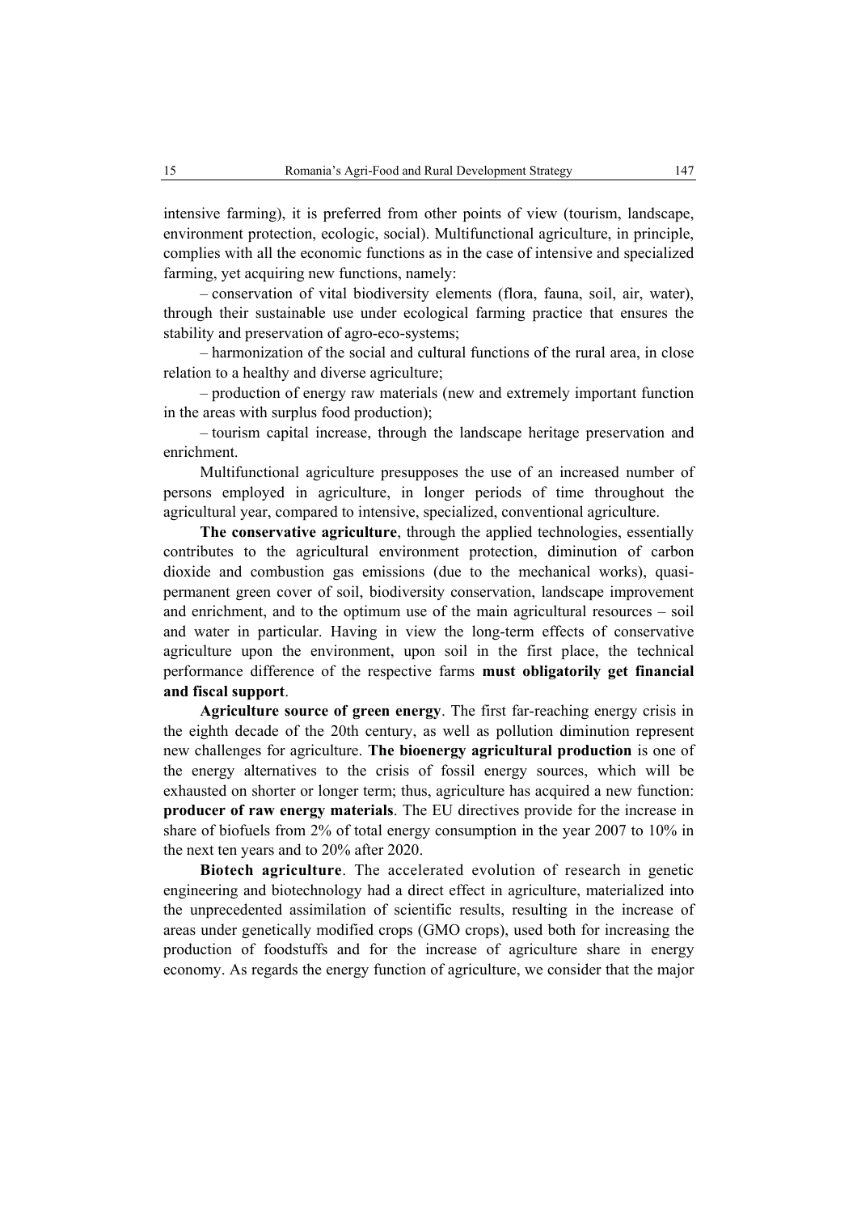intensive farming), it is preferred from other points of view (tourism, landscape, environment protection, ecologic, social). Multifunctional agriculture, in principle, complies with all the economic functions as in the case of intensive and specialized farming, yet acquiring new functions, namely:

– conservation of vital biodiversity elements (flora, fauna, soil, air, water), through their sustainable use under ecological farming practice that ensures the stability and preservation of agro-eco-systems;

– harmonization of the social and cultural functions of the rural area, in close relation to a healthy and diverse agriculture;

– production of energy raw materials (new and extremely important function in the areas with surplus food production);

– tourism capital increase, through the landscape heritage preservation and enrichment.

Multifunctional agriculture presupposes the use of an increased number of persons employed in agriculture, in longer periods of time throughout the agricultural year, compared to intensive, specialized, conventional agriculture.

**The conservative agriculture**, through the applied technologies, essentially contributes to the agricultural environment protection, diminution of carbon dioxide and combustion gas emissions (due to the mechanical works), quasi-permanent green cover of soil, biodiversity conservation, landscape improvement and enrichment, and to the optimum use of the main agricultural resources – soil and water in particular. Having in view the long-term effects of conservative agriculture upon the environment, upon soil in the first place, the technical performance difference of the respective farms **must obligatorily get financial and fiscal support**.

**Agriculture source of green energy**. The first far-reaching energy crisis in the eighth decade of the 20th century, as well as pollution diminution represent new challenges for agriculture. **The bioenergy agricultural production** is one of the energy alternatives to the crisis of fossil energy sources, which will be exhausted on shorter or longer term; thus, agriculture has acquired a new function: **producer of raw energy materials**. The EU directives provide for the increase in share of biofuels from 2% of total energy consumption in the year 2007 to 10% in the next ten years and to 20% after 2020.

**Biotech agriculture**. The accelerated evolution of research in genetic engineering and biotechnology had a direct effect in agriculture, materialized into the unprecedented assimilation of scientific results, resulting in the increase of areas under genetically modified crops (GMO crops), used both for increasing the production of foodstuffs and for the increase of agriculture share in energy economy. As regards the energy function of agriculture, we consider that the major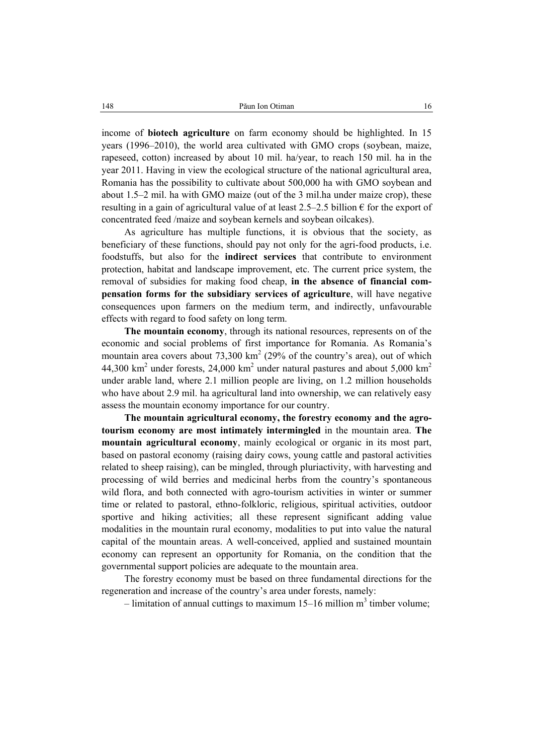income of **biotech agriculture** on farm economy should be highlighted. In 15 years (1996–2010), the world area cultivated with GMO crops (soybean, maize, rapeseed, cotton) increased by about 10 mil. ha/year, to reach 150 mil. ha in the year 2011. Having in view the ecological structure of the national agricultural area, Romania has the possibility to cultivate about 500,000 ha with GMO soybean and about 1.5–2 mil. ha with GMO maize (out of the 3 mil.ha under maize crop), these resulting in a gain of agricultural value of at least 2.5–2.5 billion € for the export of concentrated feed /maize and soybean kernels and soybean oilcakes).

As agriculture has multiple functions, it is obvious that the society, as beneficiary of these functions, should pay not only for the agri-food products, i.e. foodstuffs, but also for the **indirect services** that contribute to environment protection, habitat and landscape improvement, etc. The current price system, the removal of subsidies for making food cheap, **in the absence of financial compensation forms for the subsidiary services of agriculture**, will have negative consequences upon farmers on the medium term, and indirectly, unfavourable effects with regard to food safety on long term.

**The mountain economy**, through its national resources, represents on of the economic and social problems of first importance for Romania. As Romania's mountain area covers about 73,300 km$^2$ (29% of the country's area), out of which 44,300 km$^2$ under forests, 24,000 km$^2$ under natural pastures and about 5,000 km$^2$ under arable land, where 2.1 million people are living, on 1.2 million households who have about 2.9 mil. ha agricultural land into ownership, we can relatively easy assess the mountain economy importance for our country.

**The mountain agricultural economy, the forestry economy and the agro-tourism economy are most intimately intermingled** in the mountain area. **The mountain agricultural economy**, mainly ecological or organic in its most part, based on pastoral economy (raising dairy cows, young cattle and pastoral activities related to sheep raising), can be mingled, through pluriactivity, with harvesting and processing of wild berries and medicinal herbs from the country's spontaneous wild flora, and both connected with agro-tourism activities in winter or summer time or related to pastoral, ethno-folkloric, religious, spiritual activities, outdoor sportive and hiking activities; all these represent significant adding value modalities in the mountain rural economy, modalities to put into value the natural capital of the mountain areas. A well-conceived, applied and sustained mountain economy can represent an opportunity for Romania, on the condition that the governmental support policies are adequate to the mountain area.

The forestry economy must be based on three fundamental directions for the regeneration and increase of the country's area under forests, namely:

– limitation of annual cuttings to maximum 15–16 million m$^3$ timber volume;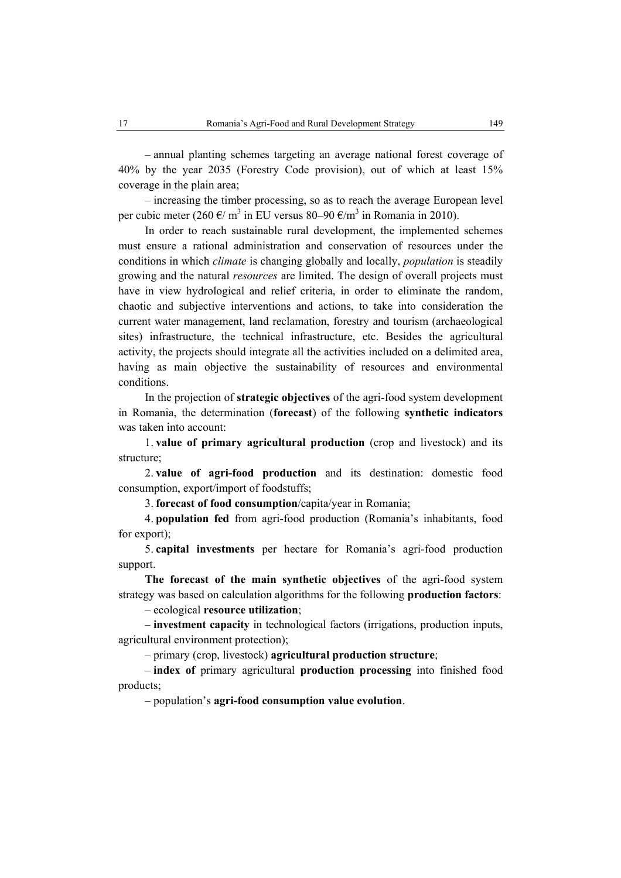– annual planting schemes targeting an average national forest coverage of 40% by the year 2035 (Forestry Code provision), out of which at least 15% coverage in the plain area;

– increasing the timber processing, so as to reach the average European level per cubic meter (260 €/ $m^3$ in EU versus 80–90 €/$m^3$ in Romania in 2010).

In order to reach sustainable rural development, the implemented schemes must ensure a rational administration and conservation of resources under the conditions in which *climate* is changing globally and locally, *population* is steadily growing and the natural *resources* are limited. The design of overall projects must have in view hydrological and relief criteria, in order to eliminate the random, chaotic and subjective interventions and actions, to take into consideration the current water management, land reclamation, forestry and tourism (archaeological sites) infrastructure, the technical infrastructure, etc. Besides the agricultural activity, the projects should integrate all the activities included on a delimited area, having as main objective the sustainability of resources and environmental conditions.

In the projection of **strategic objectives** of the agri-food system development in Romania, the determination (**forecast**) of the following **synthetic indicators** was taken into account:

1. **value of primary agricultural production** (crop and livestock) and its structure;

2. **value of agri-food production** and its destination: domestic food consumption, export/import of foodstuffs;

3. **forecast of food consumption**/capita/year in Romania;

4. **population fed** from agri-food production (Romania's inhabitants, food for export);

5. **capital investments** per hectare for Romania's agri-food production support.

**The forecast of the main synthetic objectives** of the agri-food system strategy was based on calculation algorithms for the following **production factors**:

– ecological **resource utilization**;

– **investment capacity** in technological factors (irrigations, production inputs, agricultural environment protection);

– primary (crop, livestock) **agricultural production structure**;

– **index of** primary agricultural **production processing** into finished food products;

– population's **agri-food consumption value evolution**.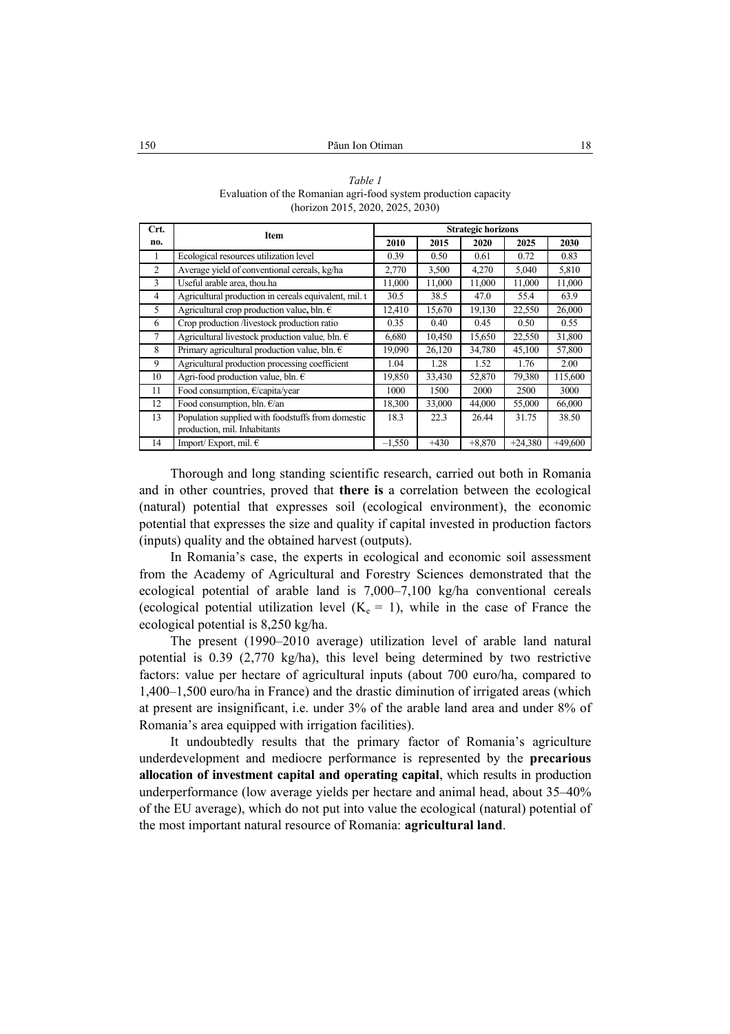*Table 1*
Evaluation of the Romanian agri-food system production capacity
(horizon 2015, 2020, 2025, 2030)

| Crt. no. | Item | Strategic horizons | | | | |
|---|---|---|---|---|---|---|
| | | 2010 | 2015 | 2020 | 2025 | 2030 |
| 1 | Ecological resources utilization level | 0.39 | 0.50 | 0.61 | 0.72 | 0.83 |
| 2 | Average yield of conventional cereals, kg/ha | 2,770 | 3,500 | 4,270 | 5,040 | 5,810 |
| 3 | Useful arable area, thou.ha | 11,000 | 11,000 | 11,000 | 11,000 | 11,000 |
| 4 | Agricultural production in cereals equivalent, mil. t | 30.5 | 38.5 | 47.0 | 55.4 | 63.9 |
| 5 | Agricultural crop production value**,** bln. € | 12,410 | 15,670 | 19,130 | 22,550 | 26,000 |
| 6 | Crop production /livestock production ratio | 0.35 | 0.40 | 0.45 | 0.50 | 0.55 |
| 7 | Agricultural livestock production value, bln. € | 6,680 | 10,450 | 15,650 | 22,550 | 31,800 |
| 8 | Primary agricultural production value, bln. € | 19,090 | 26,120 | 34,780 | 45,100 | 57,800 |
| 9 | Agricultural production processing coefficient | 1.04 | 1.28 | 1.52 | 1.76 | 2.00 |
| 10 | Agri-food production value, bln. € | 19,850 | 33,430 | 52,870 | 79,380 | 115,600 |
| 11 | Food consumption, €/capita/year | 1000 | 1500 | 2000 | 2500 | 3000 |
| 12 | Food consumption, bln. €/an | 18,300 | 33,000 | 44,000 | 55,000 | 66,000 |
| 13 | Population supplied with foodstuffs from domestic production, mil. Inhabitants | 18.3 | 22.3 | 26.44 | 31.75 | 38.50 |
| 14 | Import/ Export, mil. € | –1,550 | +430 | +8,870 | +24,380 | +49,600 |

Thorough and long standing scientific research, carried out both in Romania and in other countries, proved that **there is** a correlation between the ecological (natural) potential that expresses soil (ecological environment), the economic potential that expresses the size and quality if capital invested in production factors (inputs) quality and the obtained harvest (outputs).

In Romania's case, the experts in ecological and economic soil assessment from the Academy of Agricultural and Forestry Sciences demonstrated that the ecological potential of arable land is 7,000–7,100 kg/ha conventional cereals (ecological potential utilization level ($K_e$ = 1), while in the case of France the ecological potential is 8,250 kg/ha.

The present (1990–2010 average) utilization level of arable land natural potential is 0.39 (2,770 kg/ha), this level being determined by two restrictive factors: value per hectare of agricultural inputs (about 700 euro/ha, compared to 1,400–1,500 euro/ha in France) and the drastic diminution of irrigated areas (which at present are insignificant, i.e. under 3% of the arable land area and under 8% of Romania's area equipped with irrigation facilities).

It undoubtedly results that the primary factor of Romania's agriculture underdevelopment and mediocre performance is represented by the **precarious allocation of investment capital and operating capital**, which results in production underperformance (low average yields per hectare and animal head, about 35–40% of the EU average), which do not put into value the ecological (natural) potential of the most important natural resource of Romania: **agricultural land**.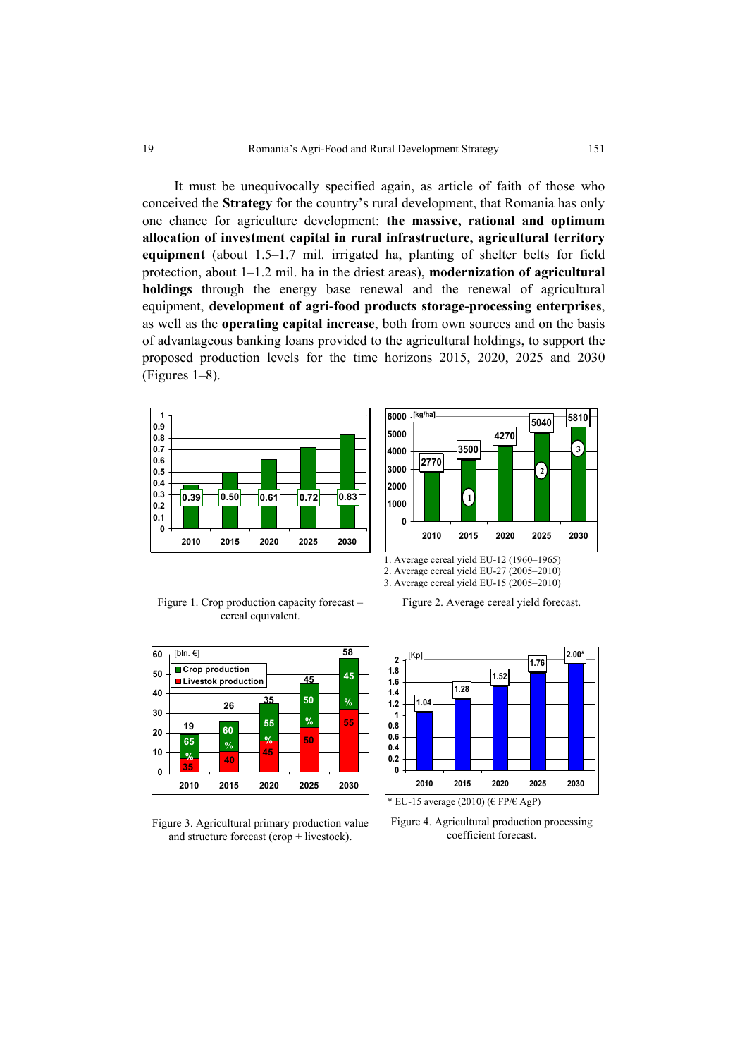It must be unequivocally specified again, as article of faith of those who conceived the **Strategy** for the country's rural development, that Romania has only one chance for agriculture development: **the massive, rational and optimum allocation of investment capital in rural infrastructure, agricultural territory equipment** (about 1.5–1.7 mil. irrigated ha, planting of shelter belts for field protection, about 1–1.2 mil. ha in the driest areas), **modernization of agricultural holdings** through the energy base renewal and the renewal of agricultural equipment, **development of agri-food products storage-processing enterprises**, as well as the **operating capital increase**, both from own sources and on the basis of advantageous banking loans provided to the agricultural holdings, to support the proposed production levels for the time horizons 2015, 2020, 2025 and 2030 (Figures 1–8).

Figure 1. Crop production capacity forecast – cereal equivalent.

1. Average cereal yield EU-12 (1960–1965)
2. Average cereal yield EU-27 (2005–2010)
3. Average cereal yield EU-15 (2005–2010)

Figure 2. Average cereal yield forecast.

Figure 3. Agricultural primary production value and structure forecast (crop + livestock).

\* EU-15 average (2010) (€ FP/€ AgP)

Figure 4. Agricultural production processing coefficient forecast.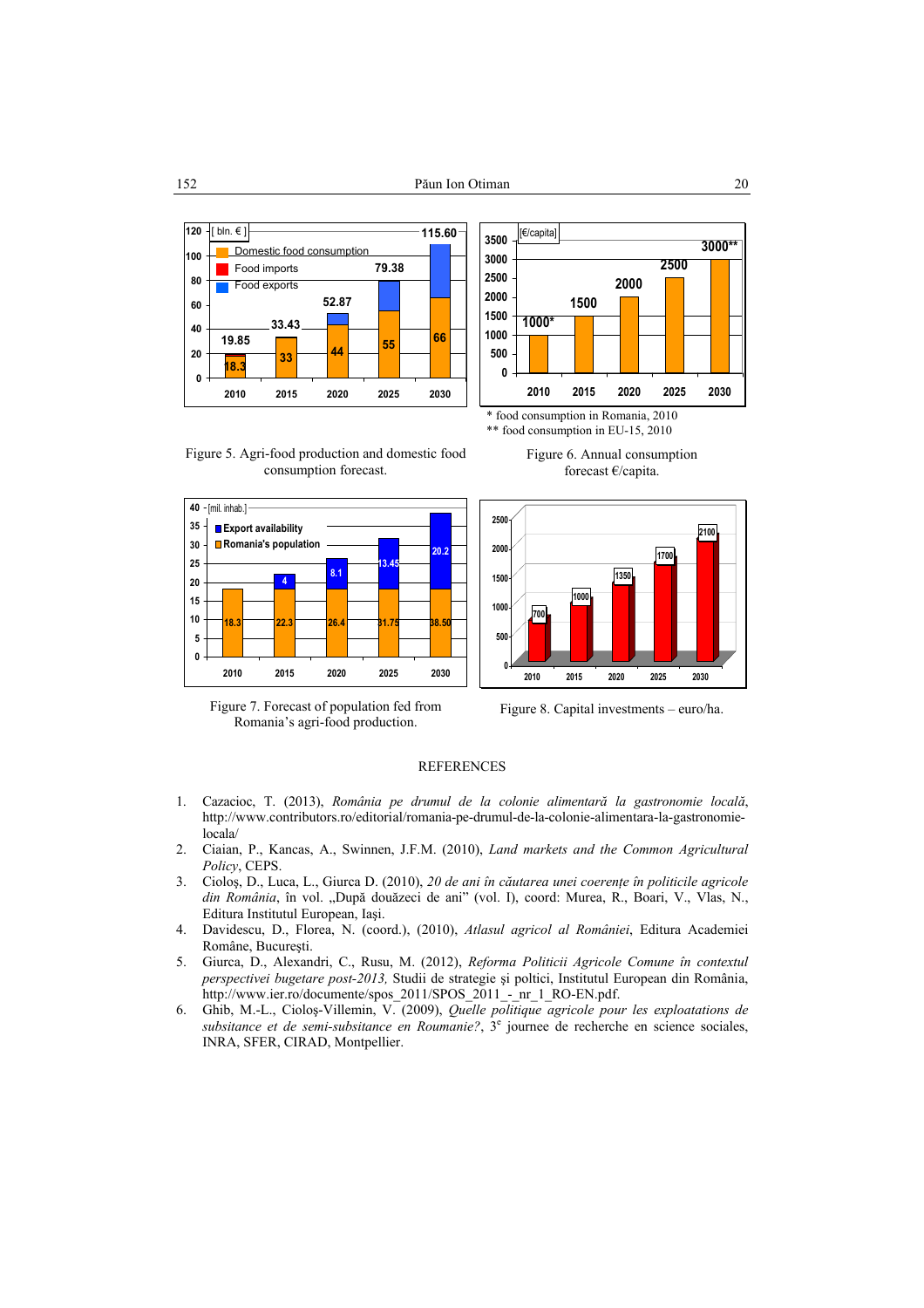Figure 5. Agri-food production and domestic food consumption forecast.

\* food consumption in Romania, 2010
\*\* food consumption in EU-15, 2010

Figure 6. Annual consumption forecast €/capita.

Figure 7. Forecast of population fed from Romania's agri-food production.

Figure 8. Capital investments – euro/ha.

## REFERENCES

1. Cazacioc, T. (2013), *România pe drumul de la colonie alimentară la gastronomie locală*, http://www.contributors.ro/editorial/romania-pe-drumul-de-la-colonie-alimentara-la-gastronomie-locala/
2. Ciaian, P., Kancas, A., Swinnen, J.F.M. (2010), *Land markets and the Common Agricultural Policy*, CEPS.
3. Cioloş, D., Luca, L., Giurca D. (2010), *20 de ani în căutarea unei coerenţe în politicile agricole din România*, în vol. „După douăzeci de ani" (vol. I), coord: Murea, R., Boari, V., Vlas, N., Editura Institutul European, Iaşi.
4. Davidescu, D., Florea, N. (coord.), (2010), *Atlasul agricol al României*, Editura Academiei Române, Bucureşti.
5. Giurca, D., Alexandri, C., Rusu, M. (2012), *Reforma Politicii Agricole Comune în contextul perspectivei bugetare post-2013,* Studii de strategie şi poltici, Institutul European din România, http://www.ier.ro/documente/spos_2011/SPOS_2011_-_nr_1_RO-EN.pdf.
6. Ghib, M.-L., Cioloş-Villemin, V. (2009), *Quelle politique agricole pour les exploatations de subsitance et de semi-subsitance en Roumanie?*, 3e journee de recherche en science sociales, INRA, SFER, CIRAD, Montpellier.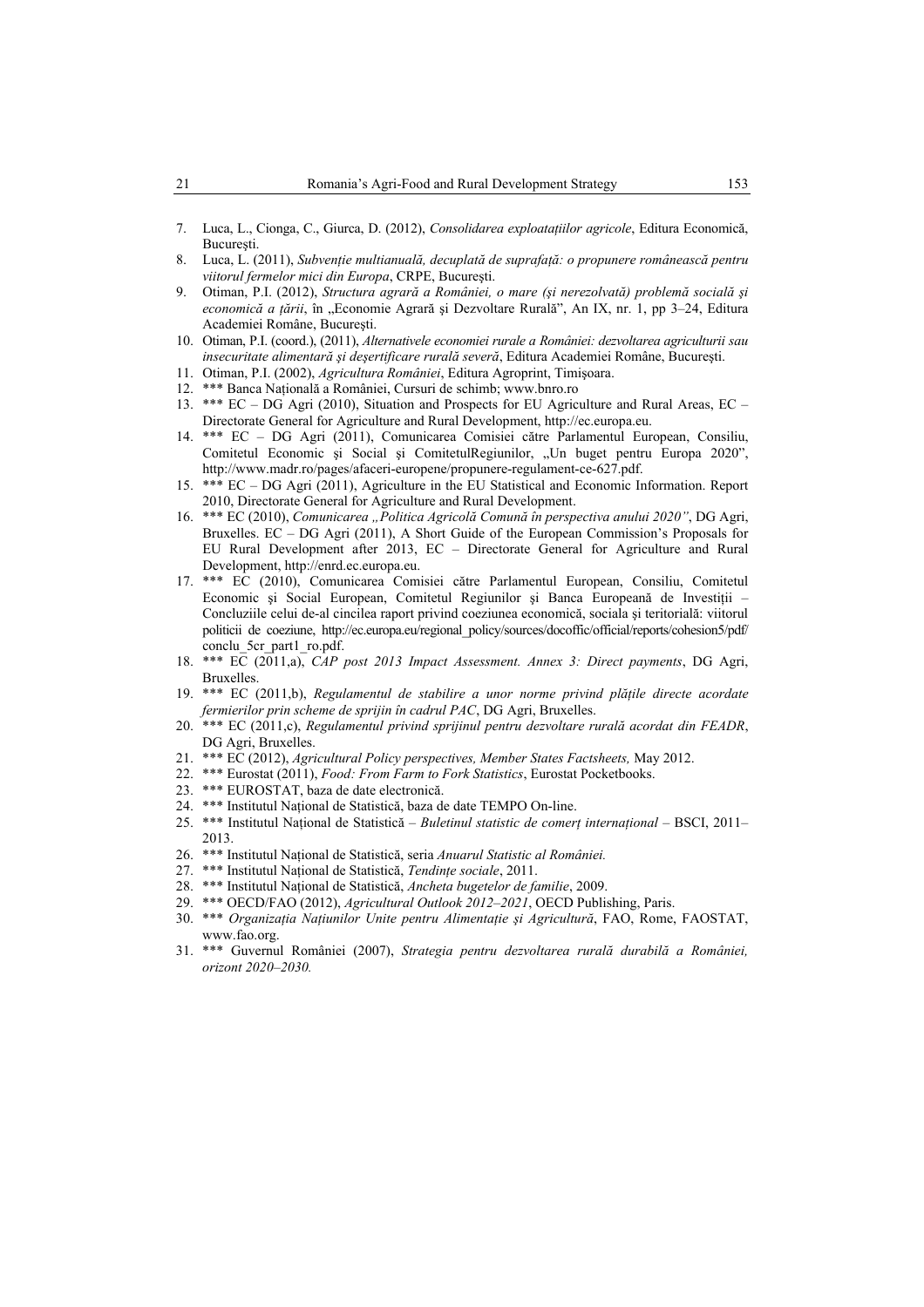7. Luca, L., Cionga, C., Giurca, D. (2012), *Consolidarea exploatațiilor agricole*, Editura Economică, București.
8. Luca, L. (2011), *Subvenție multianuală, decuplată de suprafață: o propunere românească pentru viitorul fermelor mici din Europa*, CRPE, București.
9. Otiman, P.I. (2012), *Structura agrară a României, o mare (și nerezolvată) problemă socială și economică a țării*, în „Economie Agrară și Dezvoltare Rurală", An IX, nr. 1, pp 3–24, Editura Academiei Române, București.
10. Otiman, P.I. (coord.), (2011), *Alternativele economiei rurale a României: dezvoltarea agriculturii sau insecuritate alimentară și deșertificare rurală severă*, Editura Academiei Române, București.
11. Otiman, P.I. (2002), *Agricultura României*, Editura Agroprint, Timișoara.
12. *** Banca Națională a României, Cursuri de schimb; www.bnro.ro
13. *** EC – DG Agri (2010), Situation and Prospects for EU Agriculture and Rural Areas, EC – Directorate General for Agriculture and Rural Development, http://ec.europa.eu.
14. *** EC – DG Agri (2011), Comunicarea Comisiei către Parlamentul European, Consiliu, Comitetul Economic și Social și ComitetulRegiunilor, „Un buget pentru Europa 2020", http://www.madr.ro/pages/afaceri-europene/propunere-regulament-ce-627.pdf.
15. *** EC – DG Agri (2011), Agriculture in the EU Statistical and Economic Information. Report 2010, Directorate General for Agriculture and Rural Development.
16. *** EC (2010), *Comunicarea „Politica Agricolă Comună în perspectiva anului 2020"*, DG Agri, Bruxelles. EC – DG Agri (2011), A Short Guide of the European Commission's Proposals for EU Rural Development after 2013, EC – Directorate General for Agriculture and Rural Development, http://enrd.ec.europa.eu.
17. *** EC (2010), Comunicarea Comisiei către Parlamentul European, Consiliu, Comitetul Economic și Social European, Comitetul Regiunilor și Banca Europeană de Investiții – Concluziile celui de-al cincilea raport privind coeziunea economică, sociala și teritorială: viitorul politicii de coeziune, http://ec.europa.eu/regional_policy/sources/docoffic/official/reports/cohesion5/pdf/conclu_5cr_part1_ro.pdf.
18. *** EC (2011,a), *CAP post 2013 Impact Assessment. Annex 3: Direct payments*, DG Agri, Bruxelles.
19. *** EC (2011,b), *Regulamentul de stabilire a unor norme privind plățile directe acordate fermierilor prin scheme de sprijin în cadrul PAC*, DG Agri, Bruxelles.
20. *** EC (2011,c), *Regulamentul privind sprijinul pentru dezvoltare rurală acordat din FEADR*, DG Agri, Bruxelles.
21. *** EC (2012), *Agricultural Policy perspectives, Member States Factsheets,* May 2012.
22. *** Eurostat (2011), *Food: From Farm to Fork Statistics*, Eurostat Pocketbooks.
23. *** EUROSTAT, baza de date electronică.
24. *** Institutul Național de Statistică, baza de date TEMPO On-line.
25. *** Institutul Național de Statistică – *Buletinul statistic de comerț internațional* – BSCI, 2011–2013.
26. *** Institutul Național de Statistică, seria *Anuarul Statistic al României.*
27. *** Institutul Național de Statistică, *Tendințe sociale*, 2011.
28. *** Institutul Național de Statistică, *Ancheta bugetelor de familie*, 2009.
29. *** OECD/FAO (2012), *Agricultural Outlook 2012–2021*, OECD Publishing, Paris.
30. *** *Organizația Națiunilor Unite pentru Alimentație și Agricultură*, FAO, Rome, FAOSTAT, www.fao.org.
31. *** Guvernul României (2007), *Strategia pentru dezvoltarea rurală durabilă a României, orizont 2020–2030.*